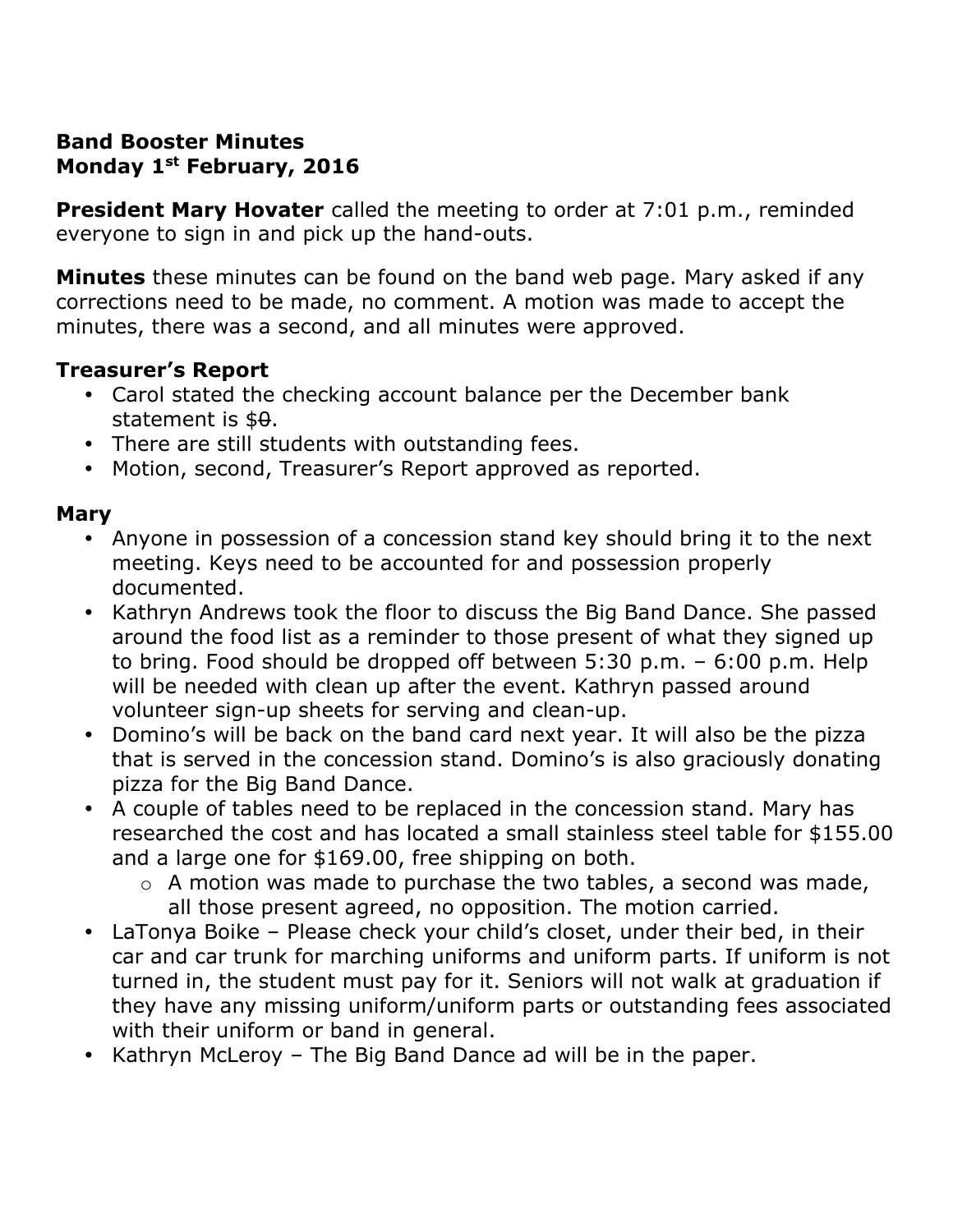**Band Booster Minutes**
**Monday 1st February, 2016**

**President Mary Hovater** called the meeting to order at 7:01 p.m., reminded everyone to sign in and pick up the hand-outs.

**Minutes** these minutes can be found on the band web page. Mary asked if any corrections need to be made, no comment. A motion was made to accept the minutes, there was a second, and all minutes were approved.

## Treasurer's Report

- Carol stated the checking account balance per the December bank statement is $~~0~~.
- There are still students with outstanding fees.
- Motion, second, Treasurer's Report approved as reported.

## Mary

- Anyone in possession of a concession stand key should bring it to the next meeting. Keys need to be accounted for and possession properly documented.
- Kathryn Andrews took the floor to discuss the Big Band Dance. She passed around the food list as a reminder to those present of what they signed up to bring. Food should be dropped off between 5:30 p.m. – 6:00 p.m. Help will be needed with clean up after the event. Kathryn passed around volunteer sign-up sheets for serving and clean-up.
- Domino's will be back on the band card next year. It will also be the pizza that is served in the concession stand. Domino's is also graciously donating pizza for the Big Band Dance.
- A couple of tables need to be replaced in the concession stand. Mary has researched the cost and has located a small stainless steel table for $155.00 and a large one for $169.00, free shipping on both.
  - A motion was made to purchase the two tables, a second was made, all those present agreed, no opposition. The motion carried.
- LaTonya Boike – Please check your child's closet, under their bed, in their car and car trunk for marching uniforms and uniform parts. If uniform is not turned in, the student must pay for it. Seniors will not walk at graduation if they have any missing uniform/uniform parts or outstanding fees associated with their uniform or band in general.
- Kathryn McLeroy – The Big Band Dance ad will be in the paper.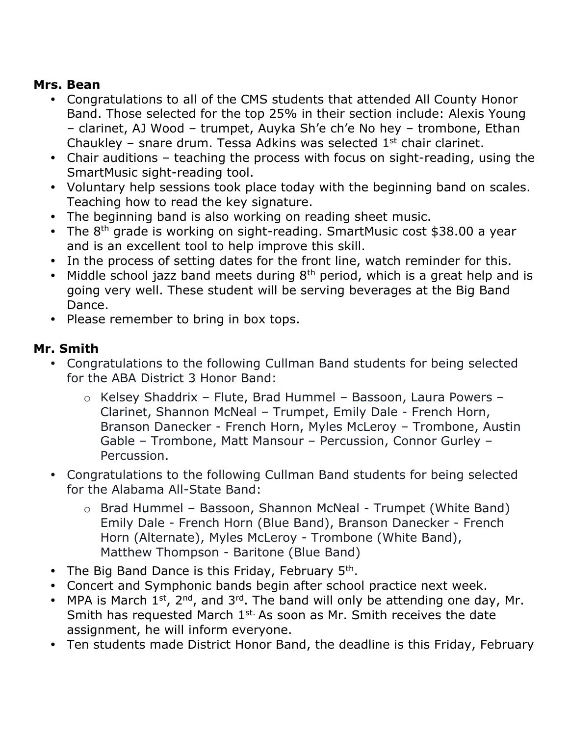**Mrs. Bean**

- Congratulations to all of the CMS students that attended All County Honor Band. Those selected for the top 25% in their section include: Alexis Young – clarinet, AJ Wood – trumpet, Auyka Sh'e ch'e No hey – trombone, Ethan Chaukley – snare drum. Tessa Adkins was selected 1st chair clarinet.
- Chair auditions – teaching the process with focus on sight-reading, using the SmartMusic sight-reading tool.
- Voluntary help sessions took place today with the beginning band on scales. Teaching how to read the key signature.
- The beginning band is also working on reading sheet music.
- The 8th grade is working on sight-reading. SmartMusic cost $38.00 a year and is an excellent tool to help improve this skill.
- In the process of setting dates for the front line, watch reminder for this.
- Middle school jazz band meets during 8th period, which is a great help and is going very well. These student will be serving beverages at the Big Band Dance.
- Please remember to bring in box tops.

**Mr. Smith**

- Congratulations to the following Cullman Band students for being selected for the ABA District 3 Honor Band:
  - Kelsey Shaddrix – Flute, Brad Hummel – Bassoon, Laura Powers – Clarinet, Shannon McNeal – Trumpet, Emily Dale - French Horn, Branson Danecker - French Horn, Myles McLeroy – Trombone, Austin Gable – Trombone, Matt Mansour – Percussion, Connor Gurley – Percussion.
- Congratulations to the following Cullman Band students for being selected for the Alabama All-State Band:
  - Brad Hummel – Bassoon, Shannon McNeal - Trumpet (White Band) Emily Dale - French Horn (Blue Band), Branson Danecker - French Horn (Alternate), Myles McLeroy - Trombone (White Band), Matthew Thompson - Baritone (Blue Band)
- The Big Band Dance is this Friday, February 5th.
- Concert and Symphonic bands begin after school practice next week.
- MPA is March 1st, 2nd, and 3rd. The band will only be attending one day, Mr. Smith has requested March 1st. As soon as Mr. Smith receives the date assignment, he will inform everyone.
- Ten students made District Honor Band, the deadline is this Friday, February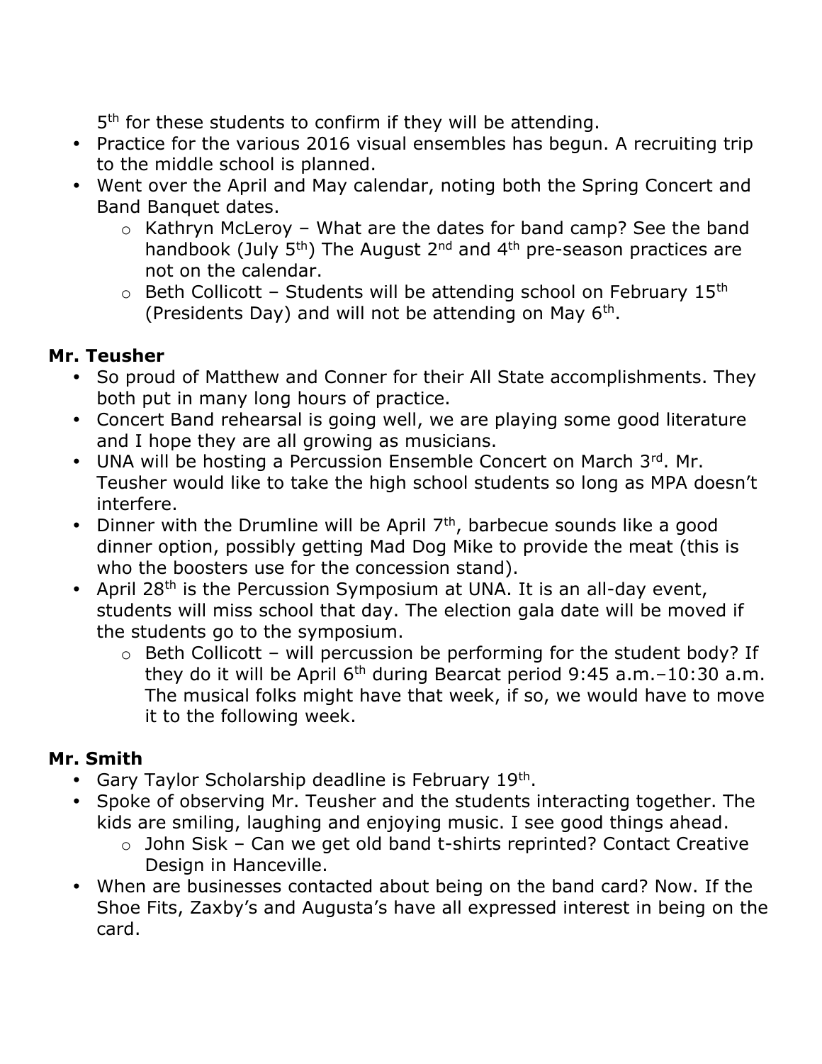5th for these students to confirm if they will be attending.

- Practice for the various 2016 visual ensembles has begun. A recruiting trip to the middle school is planned.
- Went over the April and May calendar, noting both the Spring Concert and Band Banquet dates.
    - Kathryn McLeroy – What are the dates for band camp? See the band handbook (July 5th) The August 2nd and 4th pre-season practices are not on the calendar.
    - Beth Collicott – Students will be attending school on February 15th (Presidents Day) and will not be attending on May 6th.

**Mr. Teusher**

- So proud of Matthew and Conner for their All State accomplishments. They both put in many long hours of practice.
- Concert Band rehearsal is going well, we are playing some good literature and I hope they are all growing as musicians.
- UNA will be hosting a Percussion Ensemble Concert on March 3rd. Mr. Teusher would like to take the high school students so long as MPA doesn't interfere.
- Dinner with the Drumline will be April 7th, barbecue sounds like a good dinner option, possibly getting Mad Dog Mike to provide the meat (this is who the boosters use for the concession stand).
- April 28th is the Percussion Symposium at UNA. It is an all-day event, students will miss school that day. The election gala date will be moved if the students go to the symposium.
    - Beth Collicott – will percussion be performing for the student body? If they do it will be April 6th during Bearcat period 9:45 a.m.–10:30 a.m. The musical folks might have that week, if so, we would have to move it to the following week.

**Mr. Smith**

- Gary Taylor Scholarship deadline is February 19th.
- Spoke of observing Mr. Teusher and the students interacting together. The kids are smiling, laughing and enjoying music. I see good things ahead.
    - John Sisk – Can we get old band t-shirts reprinted? Contact Creative Design in Hanceville.
- When are businesses contacted about being on the band card? Now. If the Shoe Fits, Zaxby's and Augusta's have all expressed interest in being on the card.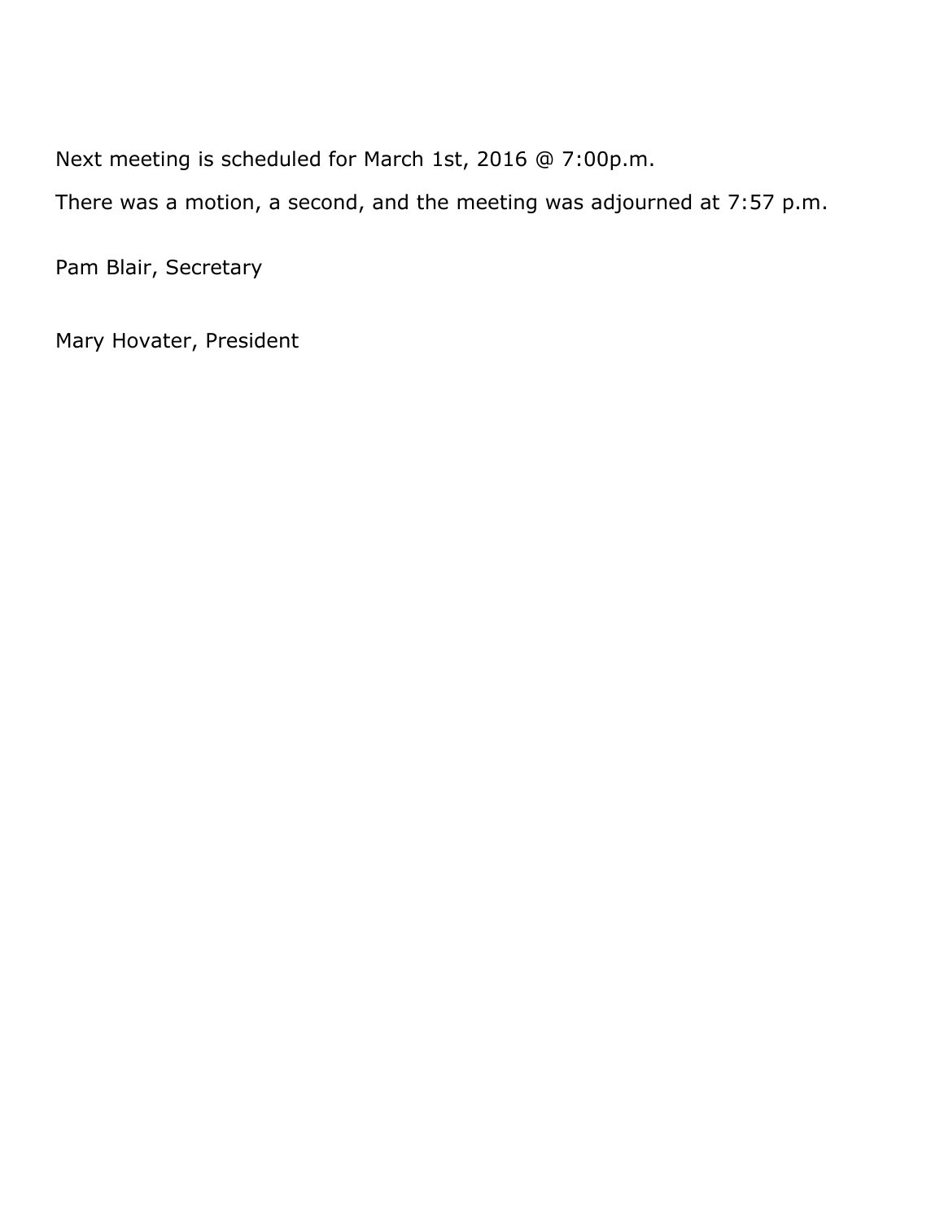Next meeting is scheduled for March 1st, 2016 @ 7:00p.m.

There was a motion, a second, and the meeting was adjourned at 7:57 p.m.

Pam Blair, Secretary

Mary Hovater, President